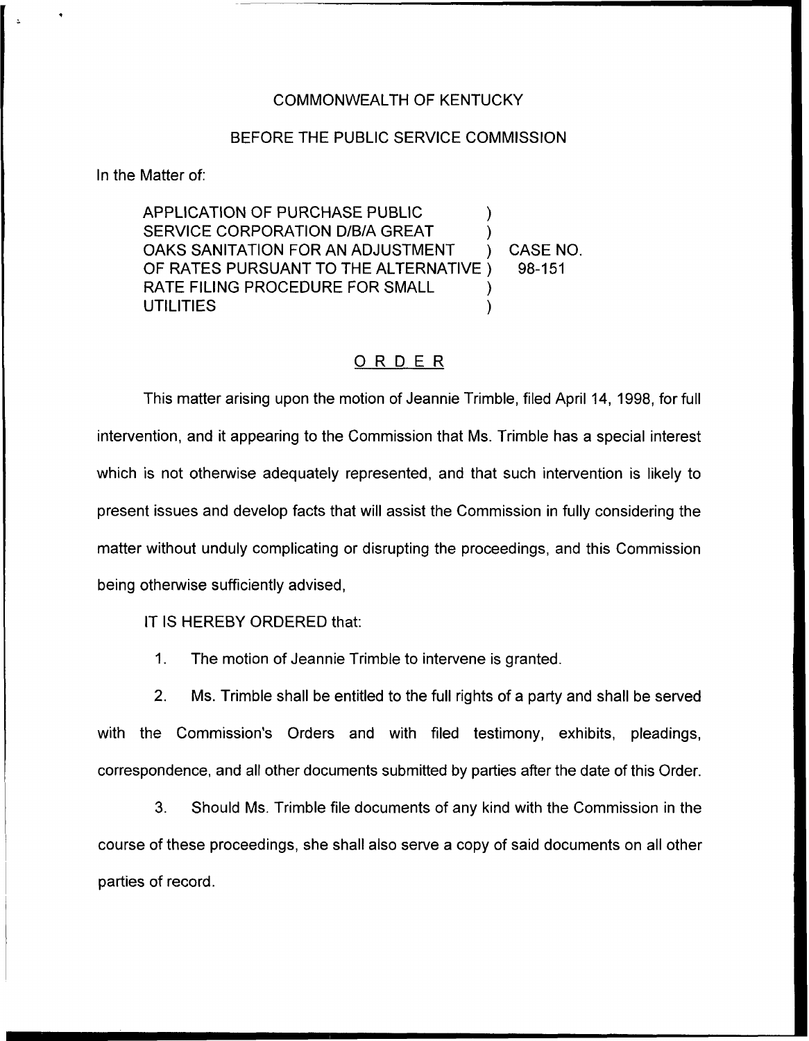COMMONWEALTH OF KENTUCKY

BEFORE THE PUBLIC SERVICE COMMISSION

In the Matter of:

APPLICATION OF PURCHASE PUBLIC SERVICE CORPORATION D/B/A GREAT OAKS SANITATION FOR AN ADJUSTMENT OF RATES PURSUANT TO THE ALTERNATIVE RATE FILING PROCEDURE FOR SMALL UTILITIES ) CASE NO. 98-151

## O R D E R

This matter arising upon the motion of Jeannie Trimble, filed April 14, 1998, for full intervention, and it appearing to the Commission that Ms. Trimble has a special interest which is not otherwise adequately represented, and that such intervention is likely to present issues and develop facts that will assist the Commission in fully considering the matter without unduly complicating or disrupting the proceedings, and this Commission being otherwise sufficiently advised,

IT IS HEREBY ORDERED that:

1. The motion of Jeannie Trimble to intervene is granted.

2. Ms. Trimble shall be entitled to the full rights of a party and shall be served with the Commission's Orders and with filed testimony, exhibits, pleadings, correspondence, and all other documents submitted by parties after the date of this Order.

3. Should Ms. Trimble file documents of any kind with the Commission in the course of these proceedings, she shall also serve a copy of said documents on all other parties of record.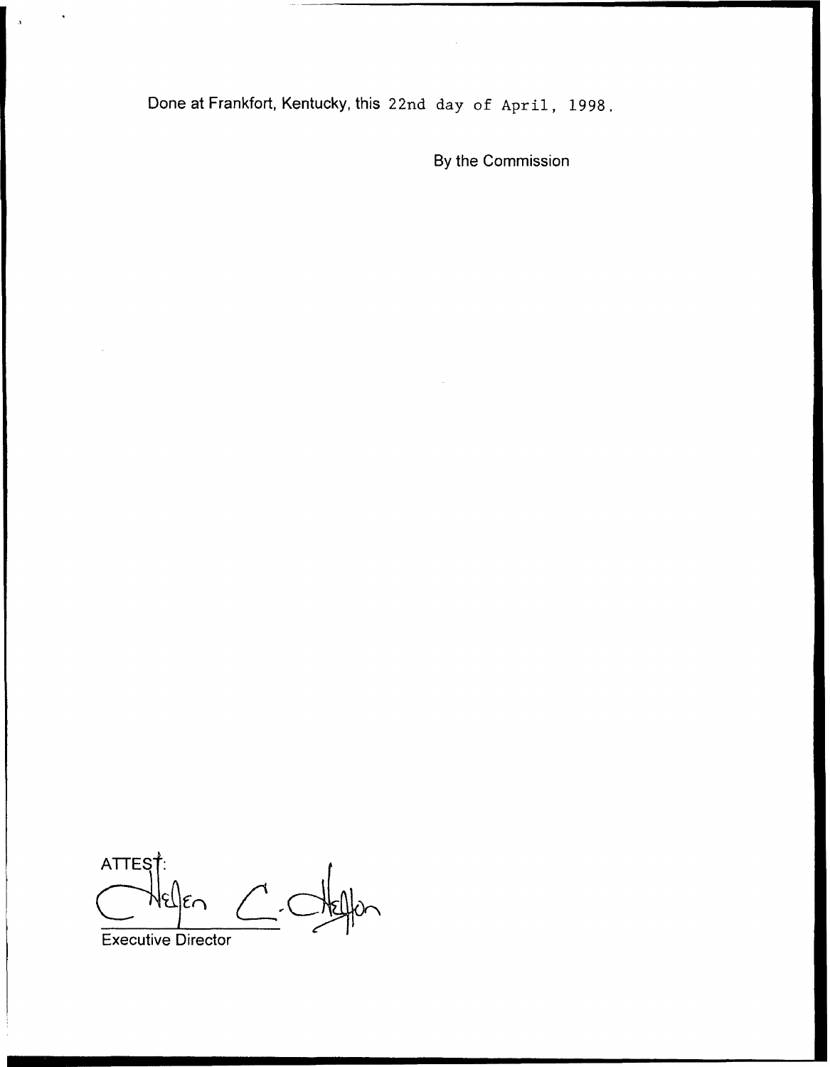Done at Frankfort, Kentucky, this 22nd day of April, 1998.

By the Commission

ATTEST:

Executive Director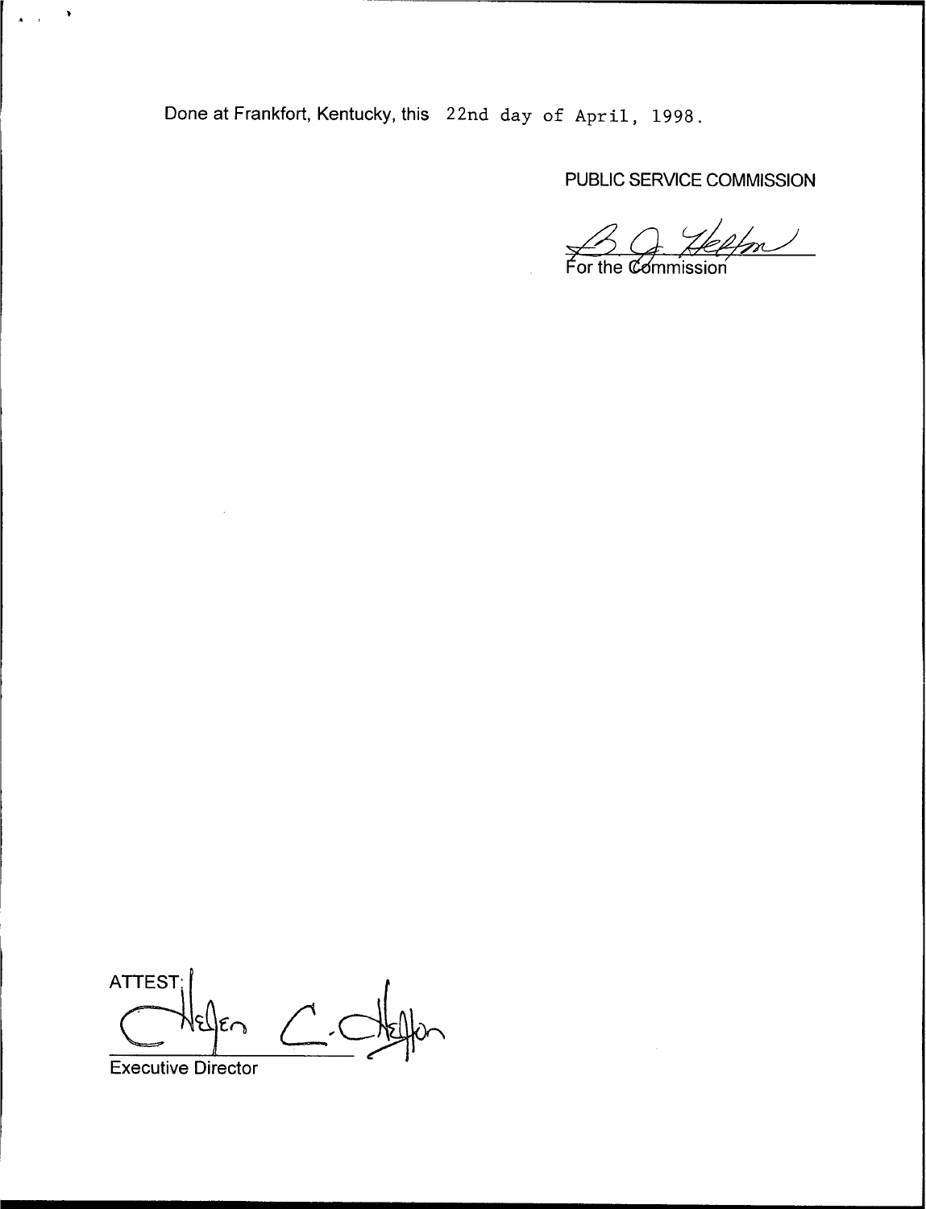Done at Frankfort, Kentucky, this 22nd day of April, 1998.

PUBLIC SERVICE COMMISSION

For the Commission

ATTEST:

Executive Director